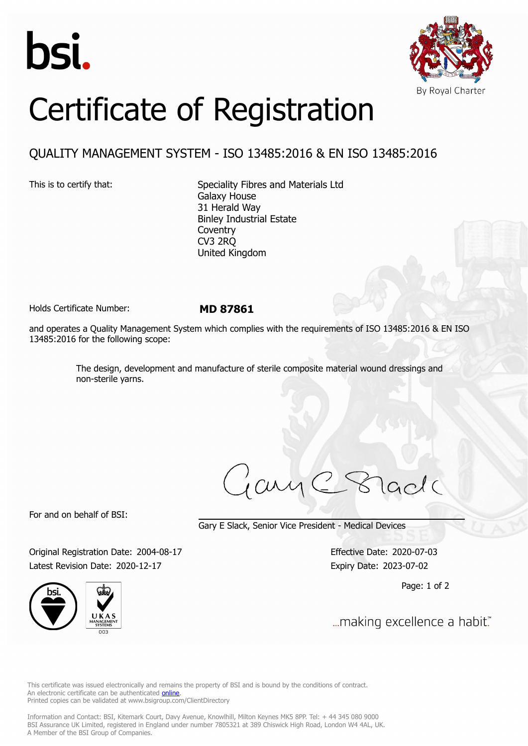bsi.

By Royal Charter

# Certificate of Registration

## QUALITY MANAGEMENT SYSTEM - ISO 13485:2016 & EN ISO 13485:2016

This is to certify that:

Speciality Fibres and Materials Ltd
Galaxy House
31 Herald Way
Binley Industrial Estate
Coventry
CV3 2RQ
United Kingdom

Holds Certificate Number: **MD 87861**

and operates a Quality Management System which complies with the requirements of ISO 13485:2016 & EN ISO 13485:2016 for the following scope:

> The design, development and manufacture of sterile composite material wound dressings and non-sterile yarns.

For and on behalf of BSI:

Gary E Slack, Senior Vice President - Medical Devices

Original Registration Date: 2004-08-17
Latest Revision Date: 2020-12-17

Effective Date: 2020-07-03
Expiry Date: 2023-07-02

...making excellence a habit.™

This certificate was issued electronically and remains the property of BSI and is bound by the conditions of contract.
An electronic certificate can be authenticated online.
Printed copies can be validated at www.bsigroup.com/ClientDirectory

Information and Contact: BSI, Kitemark Court, Davy Avenue, Knowlhill, Milton Keynes MK5 8PP. Tel: + 44 345 080 9000
BSI Assurance UK Limited, registered in England under number 7805321 at 389 Chiswick High Road, London W4 4AL, UK.
A Member of the BSI Group of Companies.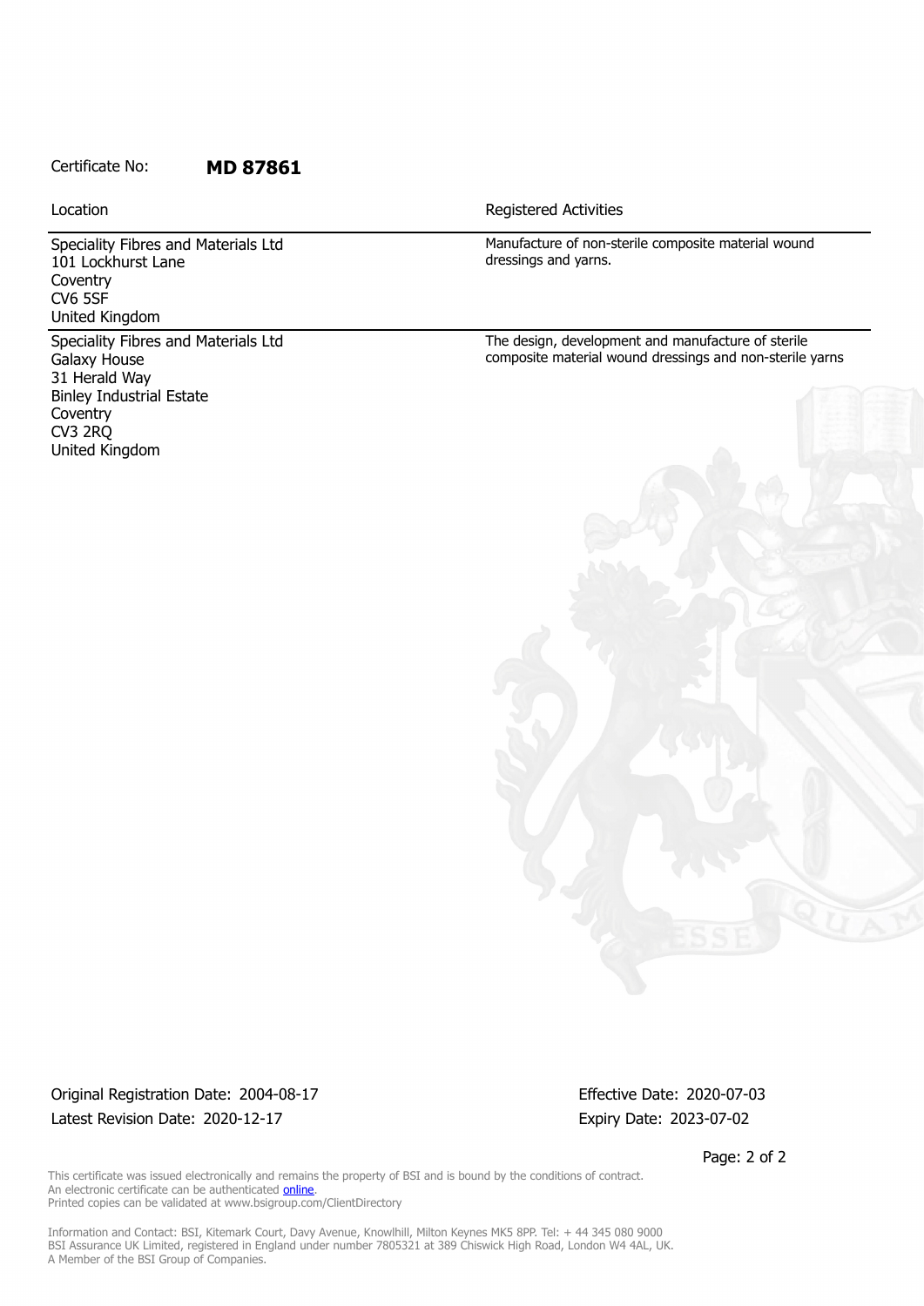Certificate No: **MD 87861**

| Location | Registered Activities |
| --- | --- |
| Speciality Fibres and Materials Ltd<br>101 Lockhurst Lane<br>Coventry<br>CV6 5SF<br>United Kingdom | Manufacture of non-sterile composite material wound dressings and yarns. |
| Speciality Fibres and Materials Ltd<br>Galaxy House<br>31 Herald Way<br>Binley Industrial Estate<br>Coventry<br>CV3 2RQ<br>United Kingdom | The design, development and manufacture of sterile composite material wound dressings and non-sterile yarns |

Original Registration Date: 2004-08-17

Latest Revision Date: 2020-12-17

Effective Date: 2020-07-03

Expiry Date: 2023-07-02

This certificate was issued electronically and remains the property of BSI and is bound by the conditions of contract.
An electronic certificate can be authenticated online.
Printed copies can be validated at www.bsigroup.com/ClientDirectory

Information and Contact: BSI, Kitemark Court, Davy Avenue, Knowlhill, Milton Keynes MK5 8PP. Tel: + 44 345 080 9000
BSI Assurance UK Limited, registered in England under number 7805321 at 389 Chiswick High Road, London W4 4AL, UK.
A Member of the BSI Group of Companies.